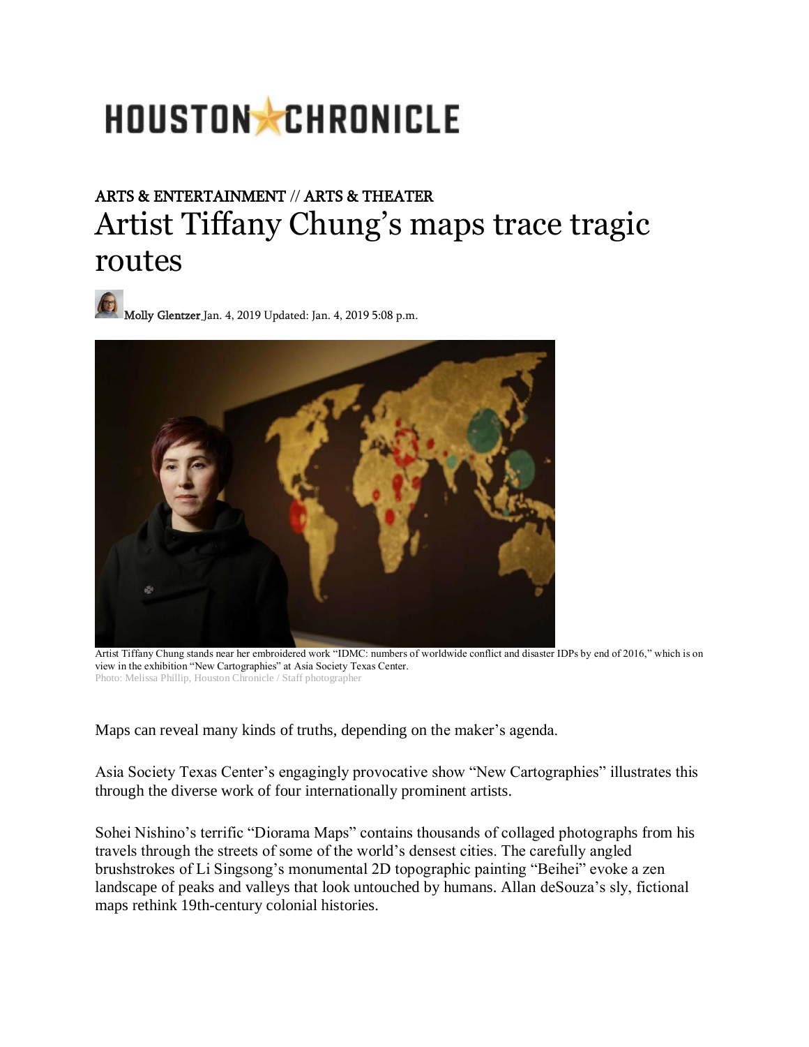HOUSTON CHRONICLE

ARTS & ENTERTAINMENT // ARTS & THEATER

# Artist Tiffany Chung's maps trace tragic routes

Molly Glentzer Jan. 4, 2019 Updated: Jan. 4, 2019 5:08 p.m.

Artist Tiffany Chung stands near her embroidered work "IDMC: numbers of worldwide conflict and disaster IDPs by end of 2016," which is on view in the exhibition "New Cartographies" at Asia Society Texas Center.

Photo: Melissa Phillip, Houston Chronicle / Staff photographer

Maps can reveal many kinds of truths, depending on the maker's agenda.

Asia Society Texas Center's engagingly provocative show "New Cartographies" illustrates this through the diverse work of four internationally prominent artists.

Sohei Nishino's terrific "Diorama Maps" contains thousands of collaged photographs from his travels through the streets of some of the world's densest cities. The carefully angled brushstrokes of Li Singsong's monumental 2D topographic painting "Beihei" evoke a zen landscape of peaks and valleys that look untouched by humans. Allan deSouza's sly, fictional maps rethink 19th-century colonial histories.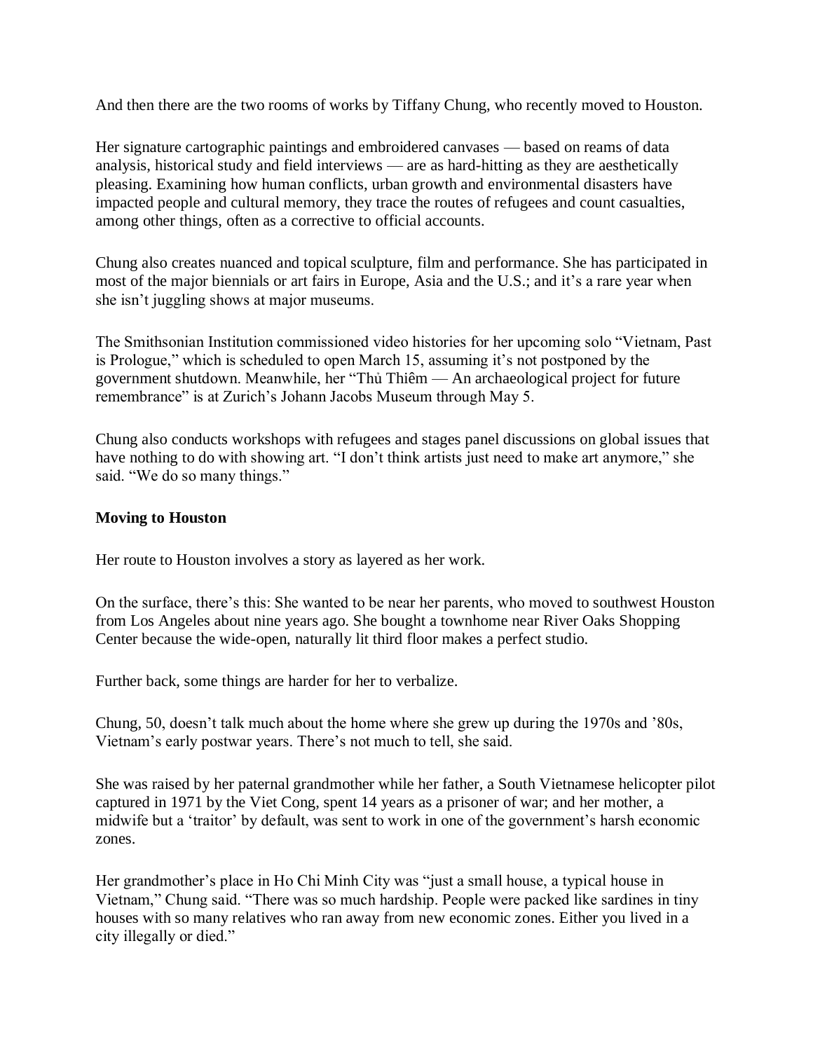And then there are the two rooms of works by Tiffany Chung, who recently moved to Houston.

Her signature cartographic paintings and embroidered canvases — based on reams of data analysis, historical study and field interviews — are as hard-hitting as they are aesthetically pleasing. Examining how human conflicts, urban growth and environmental disasters have impacted people and cultural memory, they trace the routes of refugees and count casualties, among other things, often as a corrective to official accounts.

Chung also creates nuanced and topical sculpture, film and performance. She has participated in most of the major biennials or art fairs in Europe, Asia and the U.S.; and it's a rare year when she isn't juggling shows at major museums.

The Smithsonian Institution commissioned video histories for her upcoming solo "Vietnam, Past is Prologue," which is scheduled to open March 15, assuming it's not postponed by the government shutdown. Meanwhile, her "Thủ Thiêm — An archaeological project for future remembrance" is at Zurich's Johann Jacobs Museum through May 5.

Chung also conducts workshops with refugees and stages panel discussions on global issues that have nothing to do with showing art. "I don't think artists just need to make art anymore," she said. "We do so many things."

**Moving to Houston**

Her route to Houston involves a story as layered as her work.

On the surface, there's this: She wanted to be near her parents, who moved to southwest Houston from Los Angeles about nine years ago. She bought a townhome near River Oaks Shopping Center because the wide-open, naturally lit third floor makes a perfect studio.

Further back, some things are harder for her to verbalize.

Chung, 50, doesn't talk much about the home where she grew up during the 1970s and '80s, Vietnam's early postwar years. There's not much to tell, she said.

She was raised by her paternal grandmother while her father, a South Vietnamese helicopter pilot captured in 1971 by the Viet Cong, spent 14 years as a prisoner of war; and her mother, a midwife but a 'traitor' by default, was sent to work in one of the government's harsh economic zones.

Her grandmother's place in Ho Chi Minh City was "just a small house, a typical house in Vietnam," Chung said. "There was so much hardship. People were packed like sardines in tiny houses with so many relatives who ran away from new economic zones. Either you lived in a city illegally or died."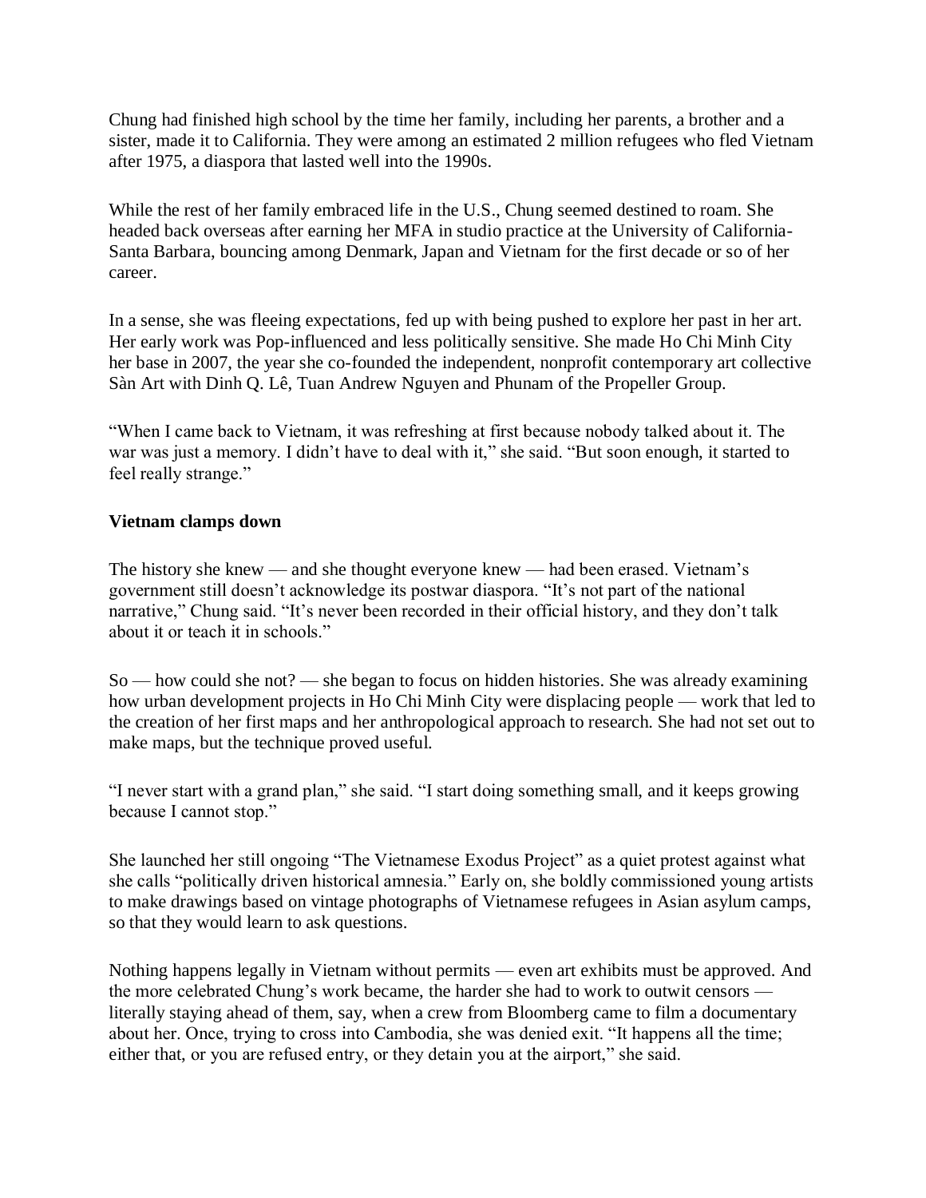Chung had finished high school by the time her family, including her parents, a brother and a sister, made it to California. They were among an estimated 2 million refugees who fled Vietnam after 1975, a diaspora that lasted well into the 1990s.

While the rest of her family embraced life in the U.S., Chung seemed destined to roam. She headed back overseas after earning her MFA in studio practice at the University of California-Santa Barbara, bouncing among Denmark, Japan and Vietnam for the first decade or so of her career.

In a sense, she was fleeing expectations, fed up with being pushed to explore her past in her art. Her early work was Pop-influenced and less politically sensitive. She made Ho Chi Minh City her base in 2007, the year she co-founded the independent, nonprofit contemporary art collective Sàn Art with Dinh Q. Lê, Tuan Andrew Nguyen and Phunam of the Propeller Group.

"When I came back to Vietnam, it was refreshing at first because nobody talked about it. The war was just a memory. I didn't have to deal with it," she said. "But soon enough, it started to feel really strange."

**Vietnam clamps down**

The history she knew — and she thought everyone knew — had been erased. Vietnam's government still doesn't acknowledge its postwar diaspora. "It's not part of the national narrative," Chung said. "It's never been recorded in their official history, and they don't talk about it or teach it in schools."

So — how could she not? — she began to focus on hidden histories. She was already examining how urban development projects in Ho Chi Minh City were displacing people — work that led to the creation of her first maps and her anthropological approach to research. She had not set out to make maps, but the technique proved useful.

"I never start with a grand plan," she said. "I start doing something small, and it keeps growing because I cannot stop."

She launched her still ongoing "The Vietnamese Exodus Project" as a quiet protest against what she calls "politically driven historical amnesia." Early on, she boldly commissioned young artists to make drawings based on vintage photographs of Vietnamese refugees in Asian asylum camps, so that they would learn to ask questions.

Nothing happens legally in Vietnam without permits — even art exhibits must be approved. And the more celebrated Chung's work became, the harder she had to work to outwit censors — literally staying ahead of them, say, when a crew from Bloomberg came to film a documentary about her. Once, trying to cross into Cambodia, she was denied exit. "It happens all the time; either that, or you are refused entry, or they detain you at the airport," she said.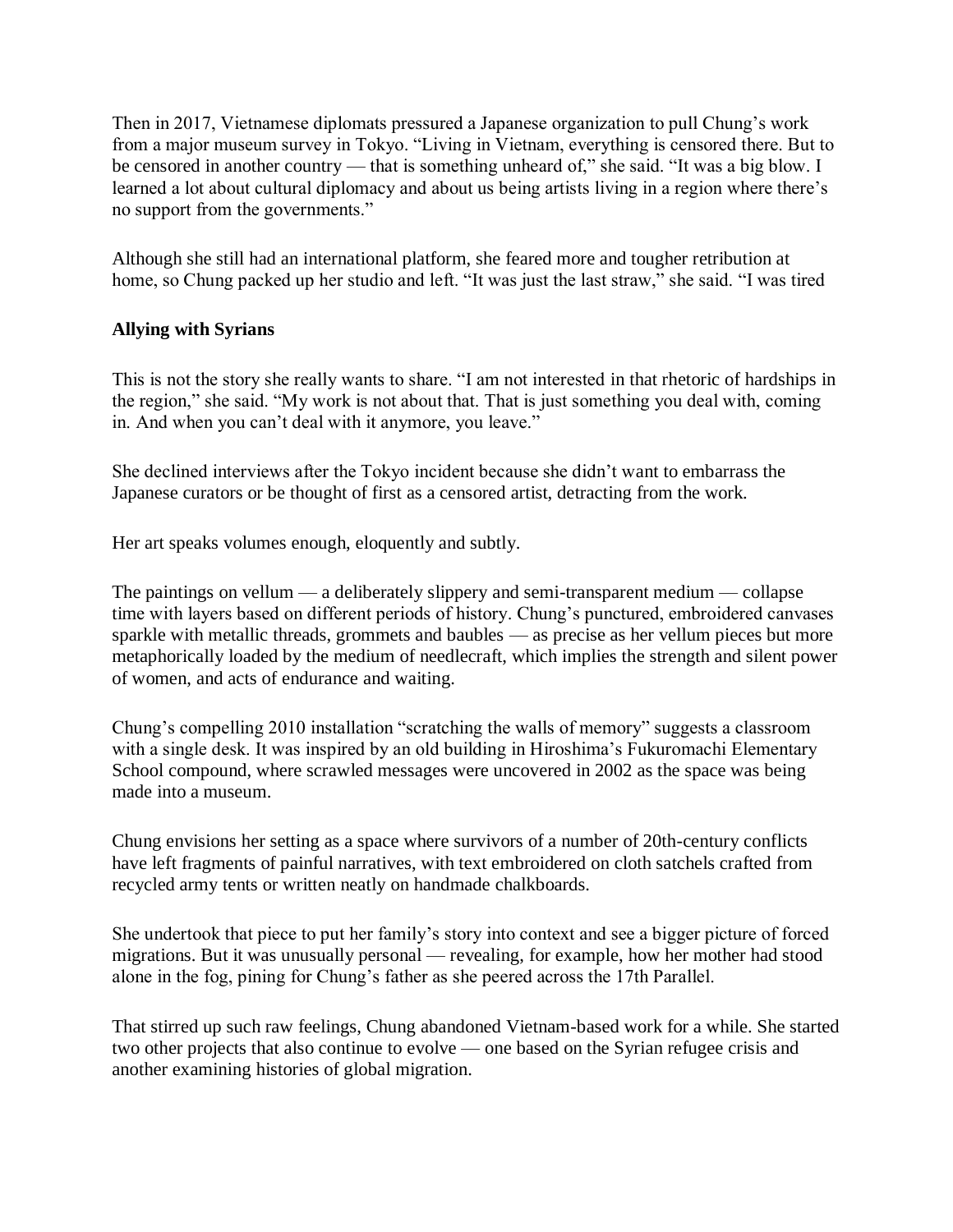Then in 2017, Vietnamese diplomats pressured a Japanese organization to pull Chung's work from a major museum survey in Tokyo. "Living in Vietnam, everything is censored there. But to be censored in another country — that is something unheard of," she said. "It was a big blow. I learned a lot about cultural diplomacy and about us being artists living in a region where there's no support from the governments."

Although she still had an international platform, she feared more and tougher retribution at home, so Chung packed up her studio and left. "It was just the last straw," she said. "I was tired

**Allying with Syrians**

This is not the story she really wants to share. "I am not interested in that rhetoric of hardships in the region," she said. "My work is not about that. That is just something you deal with, coming in. And when you can't deal with it anymore, you leave."

She declined interviews after the Tokyo incident because she didn't want to embarrass the Japanese curators or be thought of first as a censored artist, detracting from the work.

Her art speaks volumes enough, eloquently and subtly.

The paintings on vellum — a deliberately slippery and semi-transparent medium — collapse time with layers based on different periods of history. Chung's punctured, embroidered canvases sparkle with metallic threads, grommets and baubles — as precise as her vellum pieces but more metaphorically loaded by the medium of needlecraft, which implies the strength and silent power of women, and acts of endurance and waiting.

Chung's compelling 2010 installation "scratching the walls of memory" suggests a classroom with a single desk. It was inspired by an old building in Hiroshima's Fukuromachi Elementary School compound, where scrawled messages were uncovered in 2002 as the space was being made into a museum.

Chung envisions her setting as a space where survivors of a number of 20th-century conflicts have left fragments of painful narratives, with text embroidered on cloth satchels crafted from recycled army tents or written neatly on handmade chalkboards.

She undertook that piece to put her family's story into context and see a bigger picture of forced migrations. But it was unusually personal — revealing, for example, how her mother had stood alone in the fog, pining for Chung's father as she peered across the 17th Parallel.

That stirred up such raw feelings, Chung abandoned Vietnam-based work for a while. She started two other projects that also continue to evolve — one based on the Syrian refugee crisis and another examining histories of global migration.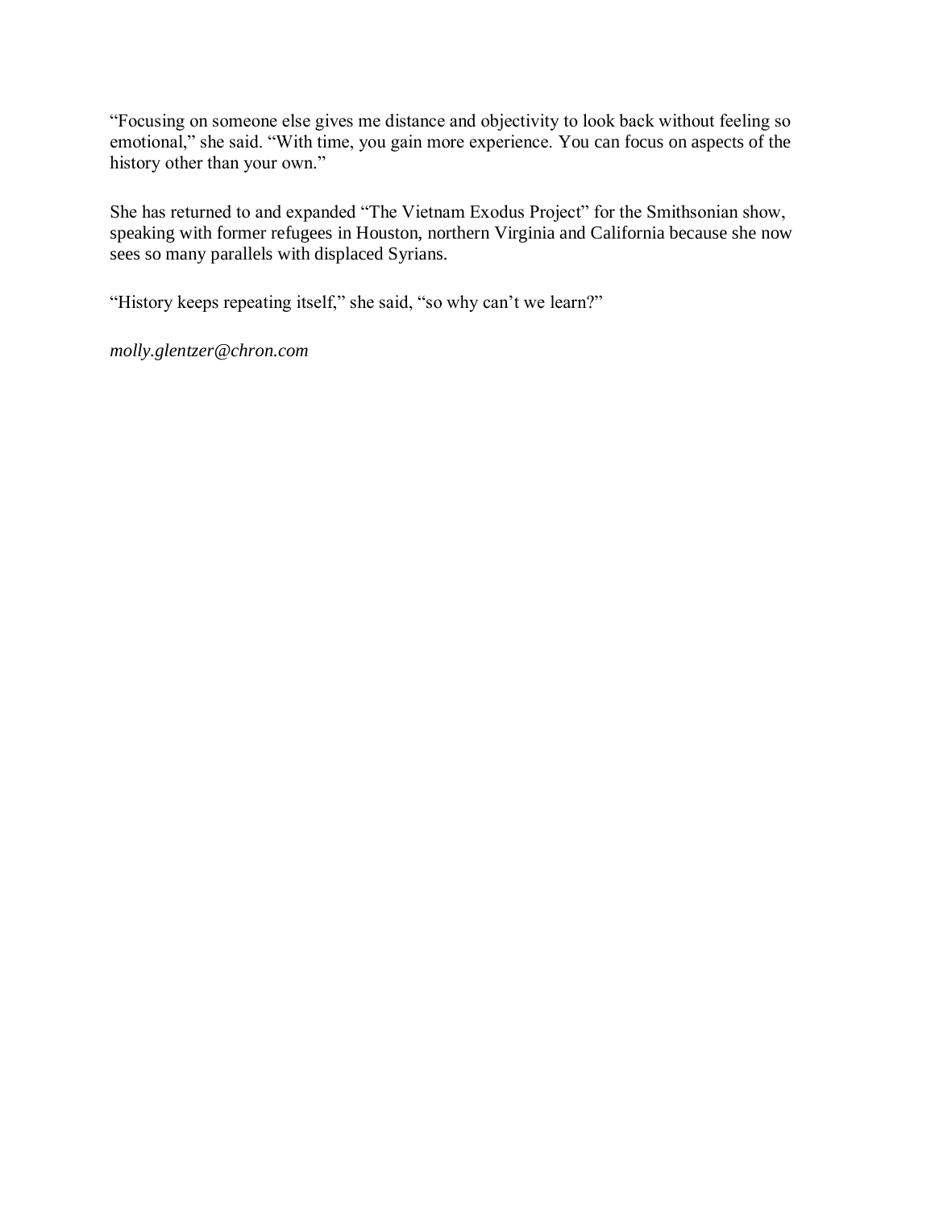"Focusing on someone else gives me distance and objectivity to look back without feeling so emotional," she said. "With time, you gain more experience. You can focus on aspects of the history other than your own."

She has returned to and expanded "The Vietnam Exodus Project" for the Smithsonian show, speaking with former refugees in Houston, northern Virginia and California because she now sees so many parallels with displaced Syrians.

"History keeps repeating itself," she said, "so why can't we learn?"

*molly.glentzer@chron.com*